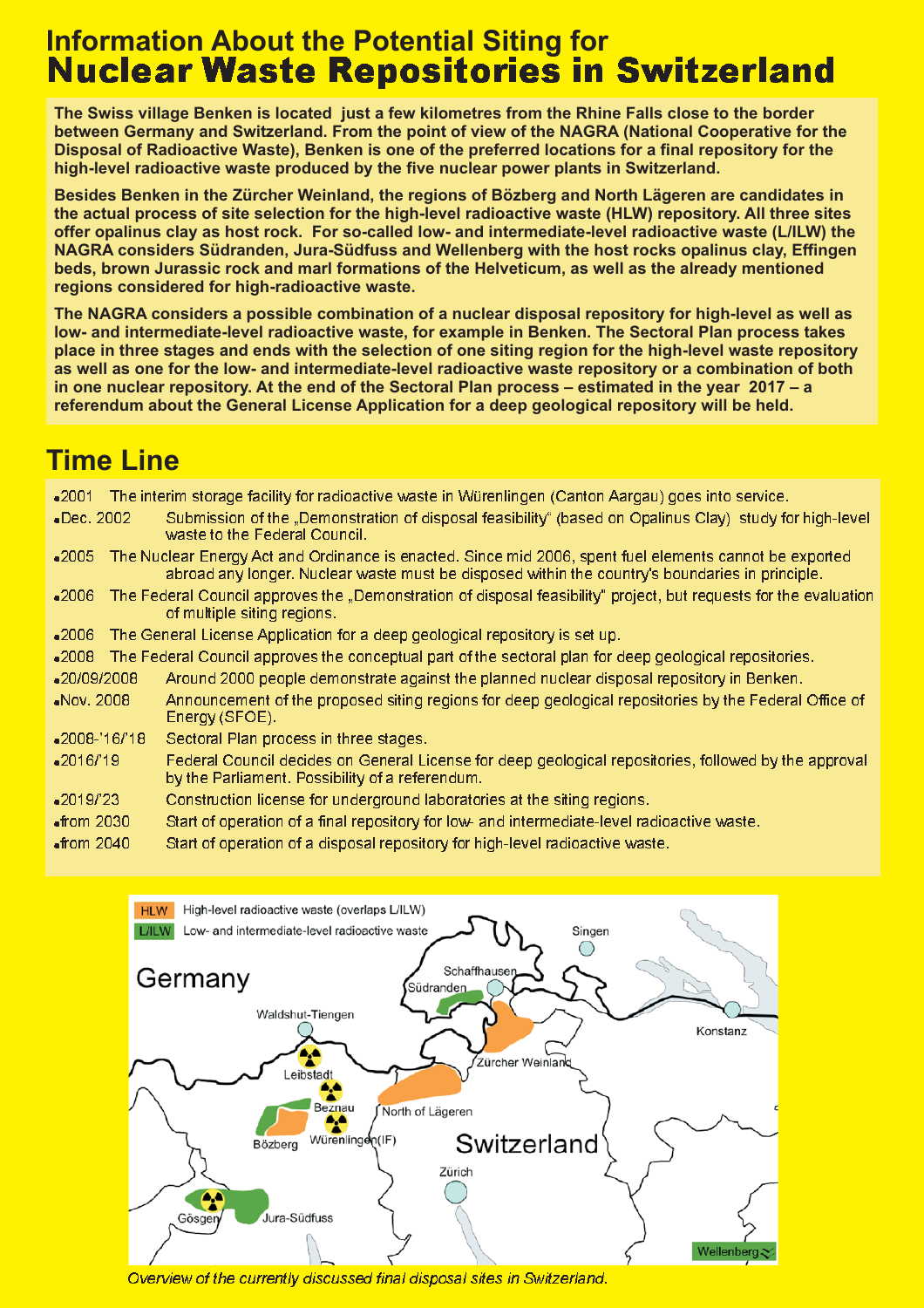# Information About the Potential Siting for Nuclear Waste Repositories in Switzerland

**The Swiss village Benken is located just a few kilometres from the Rhine Falls close to the border between Germany and Switzerland. From the point of view of the NAGRA (National Cooperative for the Disposal of Radioactive Waste), Benken is one of the preferred locations for a final repository for the high-level radioactive waste produced by the five nuclear power plants in Switzerland.**

**Besides Benken in the Zürcher Weinland, the regions of Bözberg and North Lägeren are candidates in the actual process of site selection for the high-level radioactive waste (HLW) repository. All three sites offer opalinus clay as host rock. For so-called low- and intermediate-level radioactive waste (L/ILW) the NAGRA considers Südranden, Jura-Südfuss and Wellenberg with the host rocks opalinus clay, Effingen beds, brown Jurassic rock and marl formations of the Helveticum, as well as the already mentioned regions considered for high-radioactive waste.**

**The NAGRA considers a possible combination of a nuclear disposal repository for high-level as well as low- and intermediate-level radioactive waste, for example in Benken. The Sectoral Plan process takes place in three stages and ends with the selection of one siting region for the high-level waste repository as well as one for the low- and intermediate-level radioactive waste repository or a combination of both in one nuclear repository. At the end of the Sectoral Plan process – estimated in the year 2017 – a referendum about the General License Application for a deep geological repository will be held.**

## Time Line

- 2001 The interim storage facility for radioactive waste in Würenlingen (Canton Aargau) goes into service.
- Dec. 2002 Submission of the „Demonstration of disposal feasibility" (based on Opalinus Clay) study for high-level waste to the Federal Council.
- 2005 The Nuclear Energy Act and Ordinance is enacted. Since mid 2006, spent fuel elements cannot be exported abroad any longer. Nuclear waste must be disposed within the country's boundaries in principle.
- 2006 The Federal Council approves the „Demonstration of disposal feasibility" project, but requests for the evaluation of multiple siting regions.
- 2006 The General License Application for a deep geological repository is set up.
- 2008 The Federal Council approves the conceptual part of the sectoral plan for deep geological repositories.
- 20/09/2008 Around 2000 people demonstrate against the planned nuclear disposal repository in Benken.
- Nov. 2008 Announcement of the proposed siting regions for deep geological repositories by the Federal Office of Energy (SFOE).
- 2008-'16/'18 Sectoral Plan process in three stages.
- 2016/'19 Federal Council decides on General License for deep geological repositories, followed by the approval by the Parliament. Possibility of a referendum.
- 2019/'23 Construction license for underground laboratories at the siting regions.
- from 2030 Start of operation of a final repository for low- and intermediate-level radioactive waste.
- from 2040 Start of operation of a disposal repository for high-level radioactive waste.

HLW High-level radioactive waste (overlaps L/ILW)
L/ILW Low- and intermediate-level radioactive waste

Germany — Singen, Schaffhausen, Südranden, Waldshut-Tiengen, Konstanz, Leibstadt, Zürcher Weinland, Beznau, North of Lägeren, Bözberg, Würenlingen(IF), Switzerland, Zürich, Gösgen, Jura-Südfuss, Wellenberg

*Overview of the currently discussed final disposal sites in Switzerland.*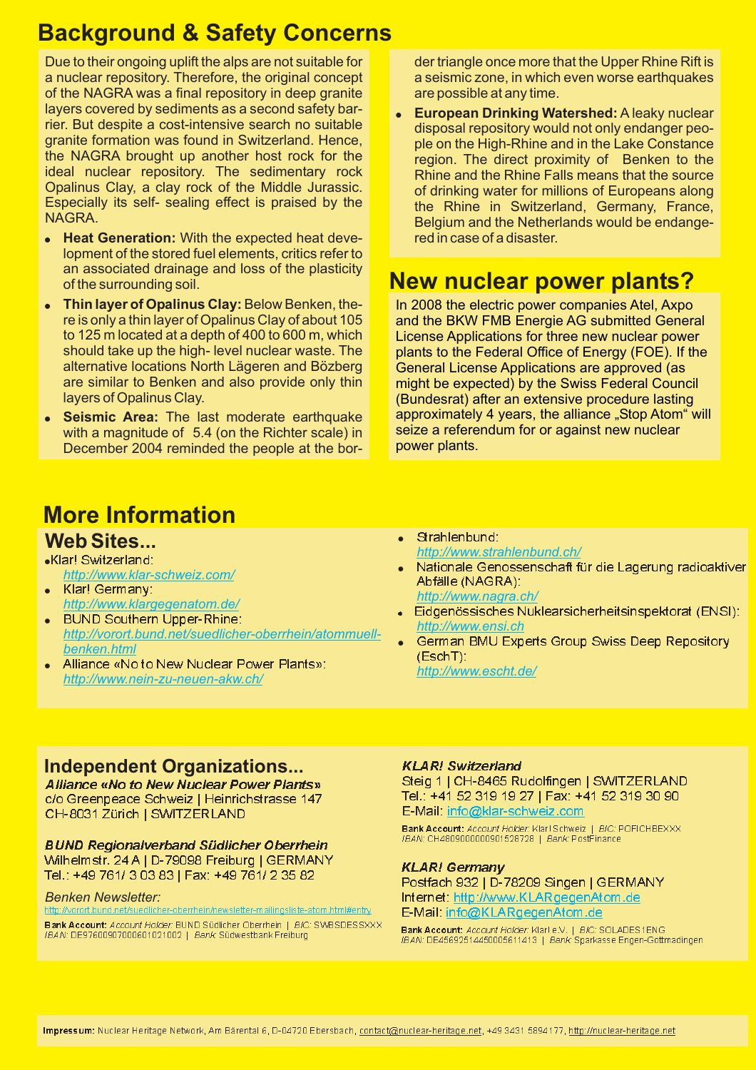## Background & Safety Concerns

Due to their ongoing uplift the alps are not suitable for a nuclear repository. Therefore, the original concept of the NAGRA was a final repository in deep granite layers covered by sediments as a second safety barrier. But despite a cost-intensive search no suitable granite formation was found in Switzerland. Hence, the NAGRA brought up another host rock for the ideal nuclear repository. The sedimentary rock Opalinus Clay, a clay rock of the Middle Jurassic. Especially its self- sealing effect is praised by the NAGRA.

- **Heat Generation:** With the expected heat development of the stored fuel elements, critics refer to an associated drainage and loss of the plasticity of the surrounding soil.
- **Thin layer of Opalinus Clay:** Below Benken, there is only a thin layer of Opalinus Clay of about 105 to 125 m located at a depth of 400 to 600 m, which should take up the high- level nuclear waste. The alternative locations North Lägeren and Bözberg are similar to Benken and also provide only thin layers of Opalinus Clay.
- **Seismic Area:** The last moderate earthquake with a magnitude of 5.4 (on the Richter scale) in December 2004 reminded the people at the border triangle once more that the Upper Rhine Rift is a seismic zone, in which even worse earthquakes are possible at any time.
- **European Drinking Watershed:** A leaky nuclear disposal repository would not only endanger people on the High-Rhine and in the Lake Constance region. The direct proximity of Benken to the Rhine and the Rhine Falls means that the source of drinking water for millions of Europeans along the Rhine in Switzerland, Germany, France, Belgium and the Netherlands would be endangered in case of a disaster.

## New nuclear power plants?

In 2008 the electric power companies Atel, Axpo and the BKW FMB Energie AG submitted General License Applications for three new nuclear power plants to the Federal Office of Energy (FOE). If the General License Applications are approved (as might be expected) by the Swiss Federal Council (Bundesrat) after an extensive procedure lasting approximately 4 years, the alliance „Stop Atom“ will seize a referendum for or against new nuclear power plants.

## More Information

### Web Sites...

- Klar! Switzerland: http://www.klar-schweiz.com/
- Klar! Germany: http://www.klargegenatom.de/
- BUND Southern Upper-Rhine: http://vorort.bund.net/suedlicher-oberrhein/atommuell-benken.html
- Alliance «No to New Nuclear Power Plants»: http://www.nein-zu-neuen-akw.ch/
- Strahlenbund: http://www.strahlenbund.ch/
- Nationale Genossenschaft für die Lagerung radioaktiver Abfälle (NAGRA): http://www.nagra.ch/
- Eidgenössisches Nuklearsicherheitsinspektorat (ENSI): http://www.ensi.ch
- German BMU Experts Group Swiss Deep Repository (EschT): http://www.escht.de/

### Independent Organizations...

***Alliance «No to New Nuclear Power Plants»***
c/o Greenpeace Schweiz | Heinrichstrasse 147
CH-8031 Zürich | SWITZERLAND

***BUND Regionalverband Südlicher Oberrhein***
Wilhelmstr. 24 A | D-79098 Freiburg | GERMANY
Tel.: +49 761/ 3 03 83 | Fax: +49 761/ 2 35 82

*Benken Newsletter:*
http://vorort.bund.net/suedlicher-oberrhein/newsletter-mailingliste-atom.html#entry

**Bank Account:** *Account Holder:* BUND Südlicher Oberrhein | *BIC:* SWBSDESSXXX
*IBAN:* DE97600907000601021002 | *Bank:* Südwestbank Freiburg

***KLAR! Switzerland***
Steig 1 | CH-8465 Rudolfingen | SWITZERLAND
Tel.: +41 52 319 19 27 | Fax: +41 52 319 30 90
E-Mail: info@klar-schweiz.com

**Bank Account:** *Account Holder:* Klar! Schweiz | *BIC:* POFICHBEXXX
*IBAN:* CH4809000000901528728 | *Bank:* PostFinance

***KLAR! Germany***
Postfach 932 | D-78209 Singen | GERMANY
Internet: http://www.KLARgegenAtom.de
E-Mail: info@KLARgegenAtom.de

**Bank Account:** *Account Holder:* Klar! e.V. | *BIC:* SOLADES1ENG
*IBAN:* DE45692514450005611413 | *Bank:* Sparkasse Engen-Gottmadingen

**Impressum:** Nuclear Heritage Network, Am Bärental 6, D-04720 Ebersbach, contact@nuclear-heritage.net, +49 3431 5894177, http://nuclear-heritage.net